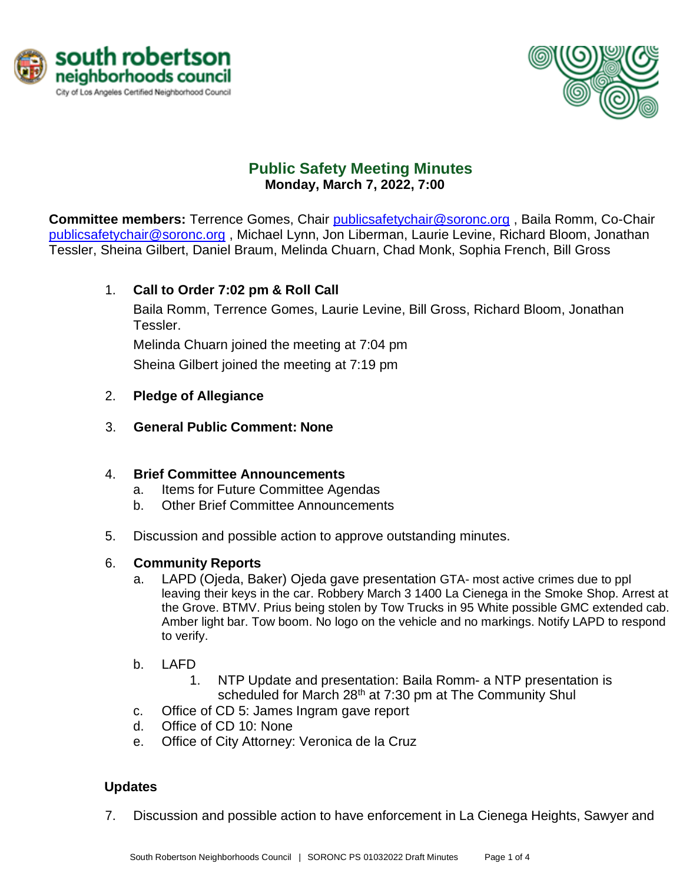# Public Safety Meeting Minutes

**Monday, March 7, 2022, 7:00**

**Committee members:** Terrence Gomes, Chair publicsafetychair@soronc.org , Baila Romm, Co-Chair publicsafetychair@soronc.org , Michael Lynn, Jon Liberman, Laurie Levine, Richard Bloom, Jonathan Tessler, Sheina Gilbert, Daniel Braum, Melinda Chuarn, Chad Monk, Sophia French, Bill Gross

1. **Call to Order 7:02 pm & Roll Call**

   Baila Romm, Terrence Gomes, Laurie Levine, Bill Gross, Richard Bloom, Jonathan Tessler.

   Melinda Chuarn joined the meeting at 7:04 pm

   Sheina Gilbert joined the meeting at 7:19 pm

2. **Pledge of Allegiance**

3. **General Public Comment: None**

4. **Brief Committee Announcements**
   a. Items for Future Committee Agendas
   b. Other Brief Committee Announcements

5. Discussion and possible action to approve outstanding minutes.

6. **Community Reports**
   a. LAPD (Ojeda, Baker) Ojeda gave presentation GTA- most active crimes due to ppl leaving their keys in the car. Robbery March 3 1400 La Cienega in the Smoke Shop. Arrest at the Grove. BTMV. Prius being stolen by Tow Trucks in 95 White possible GMC extended cab. Amber light bar. Tow boom. No logo on the vehicle and no markings. Notify LAPD to respond to verify.

   b. LAFD
      1. NTP Update and presentation: Baila Romm- a NTP presentation is scheduled for March 28th at 7:30 pm at The Community Shul

   c. Office of CD 5: James Ingram gave report
   d. Office of CD 10: None
   e. Office of City Attorney: Veronica de la Cruz

**Updates**

7. Discussion and possible action to have enforcement in La Cienega Heights, Sawyer and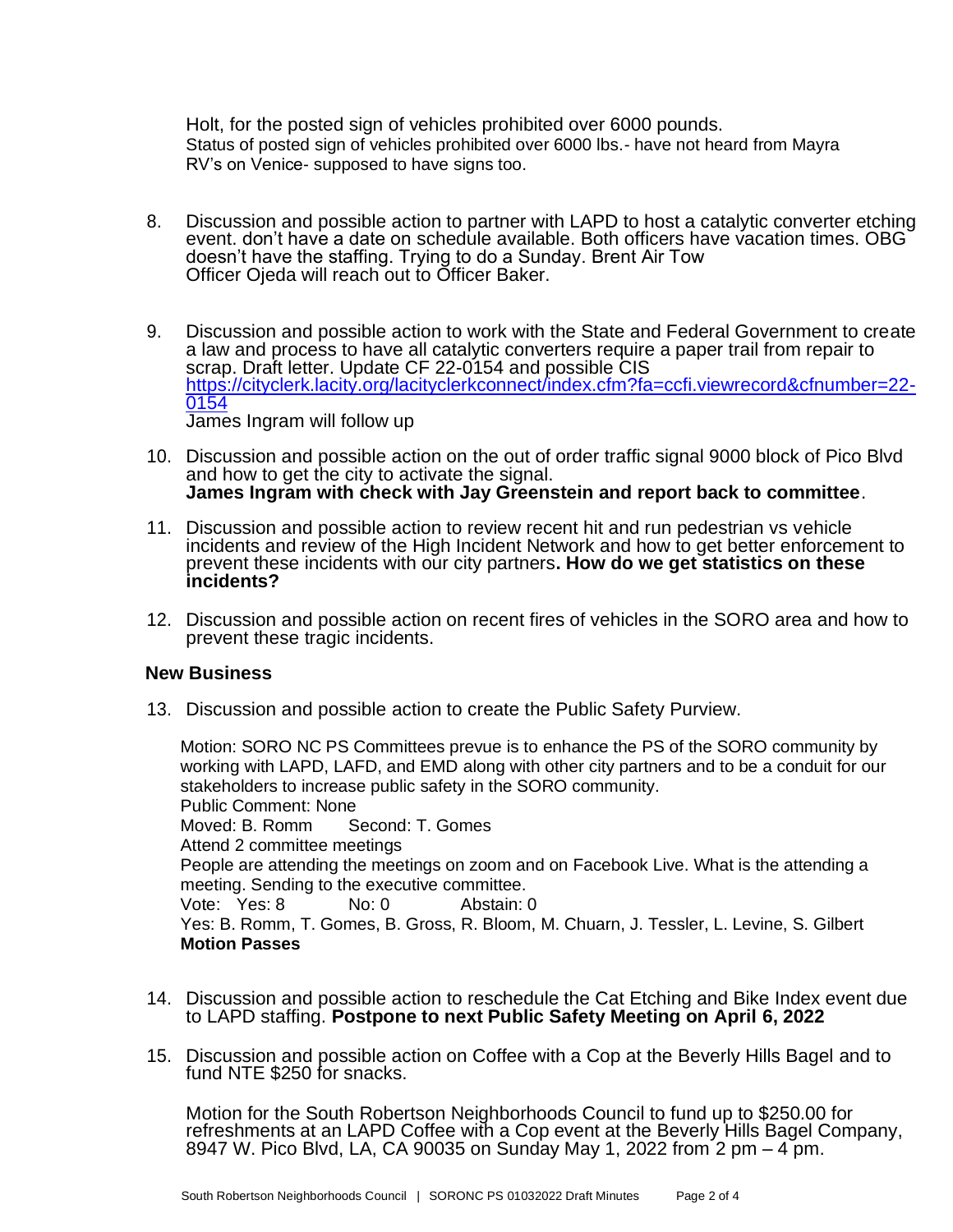Holt, for the posted sign of vehicles prohibited over 6000 pounds.
Status of posted sign of vehicles prohibited over 6000 lbs.- have not heard from Mayra
RV's on Venice- supposed to have signs too.

8. Discussion and possible action to partner with LAPD to host a catalytic converter etching event. don't have a date on schedule available. Both officers have vacation times. OBG doesn't have the staffing. Trying to do a Sunday. Brent Air Tow
Officer Ojeda will reach out to Officer Baker.

9. Discussion and possible action to work with the State and Federal Government to create a law and process to have all catalytic converters require a paper trail from repair to scrap. Draft letter. Update CF 22-0154 and possible CIS
[https://cityclerk.lacity.org/lacityclerkconnect/index.cfm?fa=ccfi.viewrecord&cfnumber=22-0154](https://cityclerk.lacity.org/lacityclerkconnect/index.cfm?fa=ccfi.viewrecord&cfnumber=22-0154)
James Ingram will follow up

10. Discussion and possible action on the out of order traffic signal 9000 block of Pico Blvd and how to get the city to activate the signal.
**James Ingram with check with Jay Greenstein and report back to committee**.

11. Discussion and possible action to review recent hit and run pedestrian vs vehicle incidents and review of the High Incident Network and how to get better enforcement to prevent these incidents with our city partners**. How do we get statistics on these incidents?**

12. Discussion and possible action on recent fires of vehicles in the SORO area and how to prevent these tragic incidents.

### New Business

13. Discussion and possible action to create the Public Safety Purview.

    Motion: SORO NC PS Committees prevue is to enhance the PS of the SORO community by working with LAPD, LAFD, and EMD along with other city partners and to be a conduit for our stakeholders to increase public safety in the SORO community.
    Public Comment: None
    Moved: B. Romm  Second: T. Gomes
    Attend 2 committee meetings
    People are attending the meetings on zoom and on Facebook Live. What is the attending a meeting. Sending to the executive committee.
    Vote: Yes: 8  No: 0  Abstain: 0
    Yes: B. Romm, T. Gomes, B. Gross, R. Bloom, M. Chuarn, J. Tessler, L. Levine, S. Gilbert
    **Motion Passes**

14. Discussion and possible action to reschedule the Cat Etching and Bike Index event due to LAPD staffing. **Postpone to next Public Safety Meeting on April 6, 2022**

15. Discussion and possible action on Coffee with a Cop at the Beverly Hills Bagel and to fund NTE $250 for snacks.

    Motion for the South Robertson Neighborhoods Council to fund up to $250.00 for refreshments at an LAPD Coffee with a Cop event at the Beverly Hills Bagel Company, 8947 W. Pico Blvd, LA, CA 90035 on Sunday May 1, 2022 from 2 pm – 4 pm.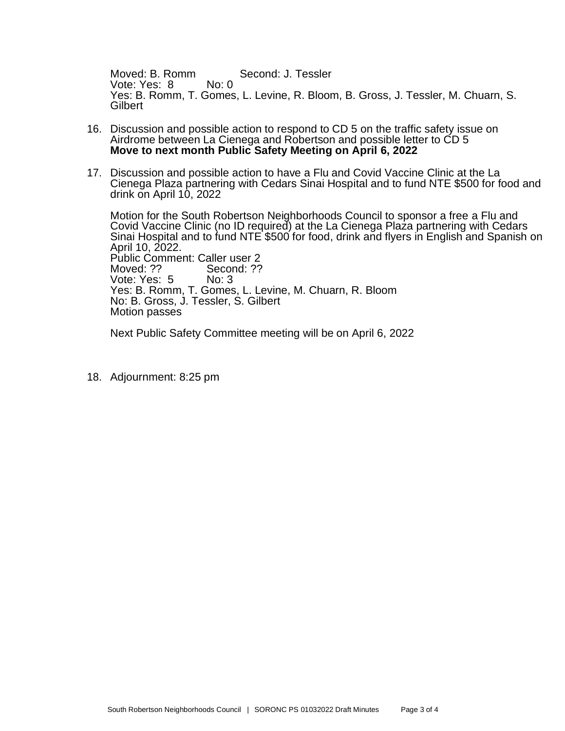Moved: B. Romm Second: J. Tessler
Vote: Yes: 8 No: 0
Yes: B. Romm, T. Gomes, L. Levine, R. Bloom, B. Gross, J. Tessler, M. Chuarn, S. Gilbert

16. Discussion and possible action to respond to CD 5 on the traffic safety issue on Airdrome between La Cienega and Robertson and possible letter to CD 5
    **Move to next month Public Safety Meeting on April 6, 2022**

17. Discussion and possible action to have a Flu and Covid Vaccine Clinic at the La Cienega Plaza partnering with Cedars Sinai Hospital and to fund NTE $500 for food and drink on April 10, 2022

    Motion for the South Robertson Neighborhoods Council to sponsor a free a Flu and Covid Vaccine Clinic (no ID required) at the La Cienega Plaza partnering with Cedars Sinai Hospital and to fund NTE $500 for food, drink and flyers in English and Spanish on April 10, 2022.
    Public Comment: Caller user 2
    Moved: ?? Second: ??
    Vote: Yes: 5 No: 3
    Yes: B. Romm, T. Gomes, L. Levine, M. Chuarn, R. Bloom
    No: B. Gross, J. Tessler, S. Gilbert
    Motion passes

    Next Public Safety Committee meeting will be on April 6, 2022

18. Adjournment: 8:25 pm